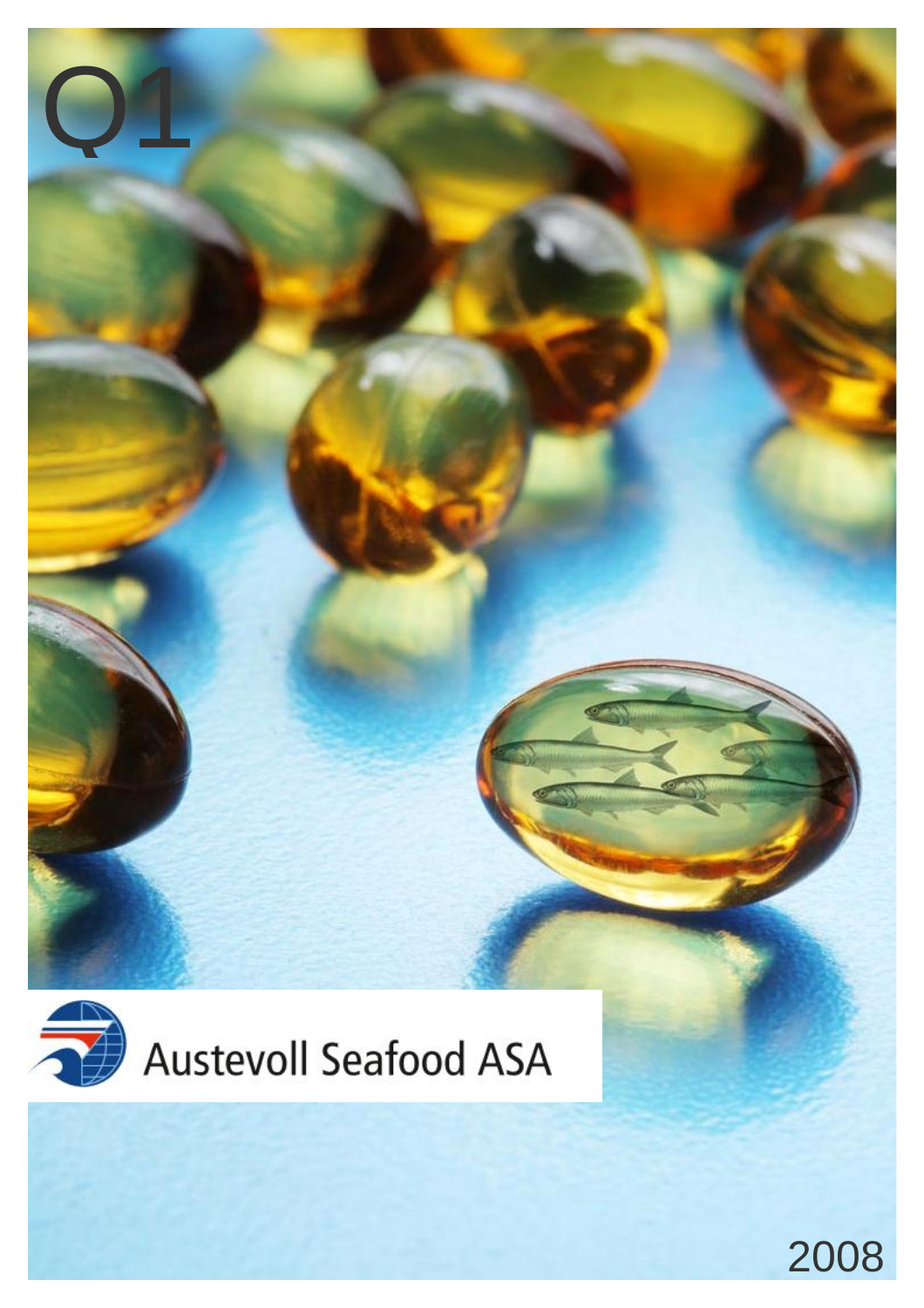# Q1

Austevoll Seafood ASA

2008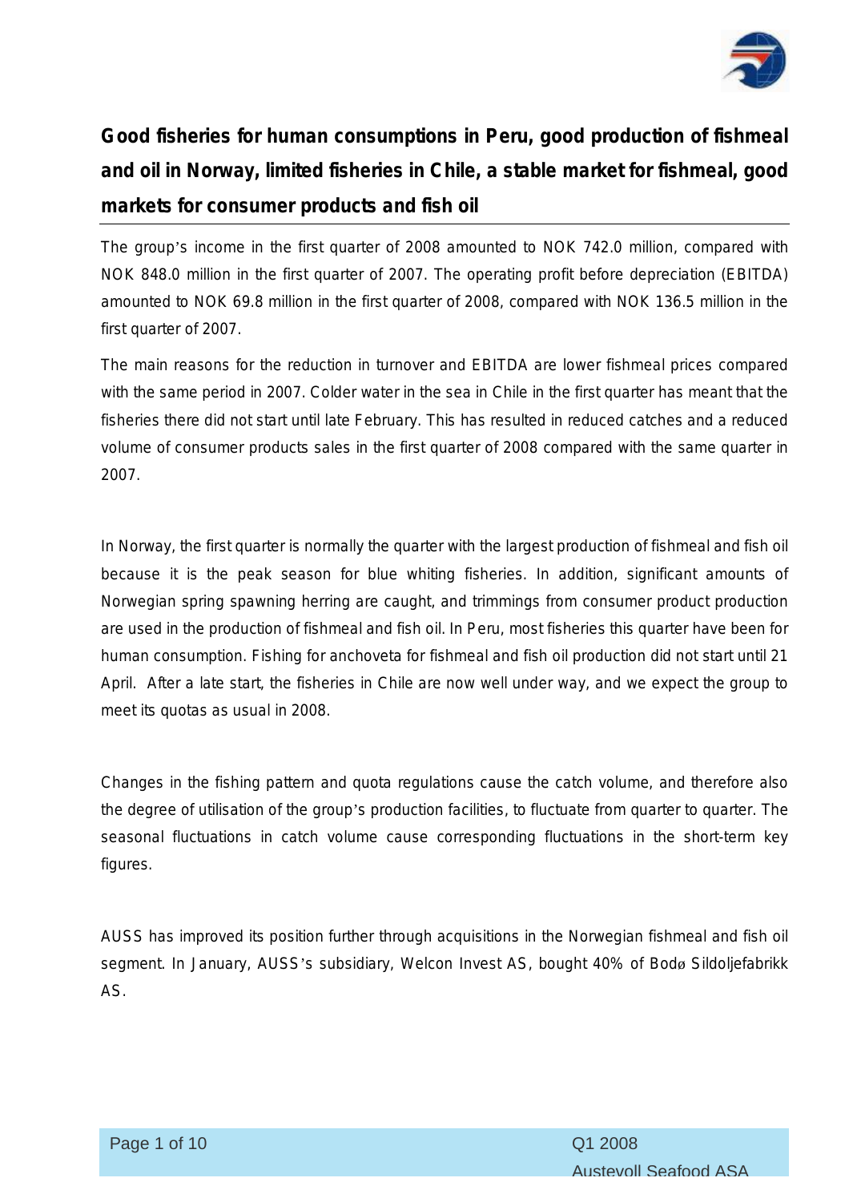## Good fisheries for human consumptions in Peru, good production of fishmeal and oil in Norway, limited fisheries in Chile, a stable market for fishmeal, good markets for consumer products and fish oil

The group's income in the first quarter of 2008 amounted to NOK 742.0 million, compared with NOK 848.0 million in the first quarter of 2007. The operating profit before depreciation (EBITDA) amounted to NOK 69.8 million in the first quarter of 2008, compared with NOK 136.5 million in the first quarter of 2007.

The main reasons for the reduction in turnover and EBITDA are lower fishmeal prices compared with the same period in 2007. Colder water in the sea in Chile in the first quarter has meant that the fisheries there did not start until late February. This has resulted in reduced catches and a reduced volume of consumer products sales in the first quarter of 2008 compared with the same quarter in 2007.

In Norway, the first quarter is normally the quarter with the largest production of fishmeal and fish oil because it is the peak season for blue whiting fisheries. In addition, significant amounts of Norwegian spring spawning herring are caught, and trimmings from consumer product production are used in the production of fishmeal and fish oil. In Peru, most fisheries this quarter have been for human consumption. Fishing for anchoveta for fishmeal and fish oil production did not start until 21 April. After a late start, the fisheries in Chile are now well under way, and we expect the group to meet its quotas as usual in 2008.

Changes in the fishing pattern and quota regulations cause the catch volume, and therefore also the degree of utilisation of the group's production facilities, to fluctuate from quarter to quarter. The seasonal fluctuations in catch volume cause corresponding fluctuations in the short-term key figures.

AUSS has improved its position further through acquisitions in the Norwegian fishmeal and fish oil segment. In January, AUSS's subsidiary, Welcon Invest AS, bought 40% of Bodø Sildoljefabrikk AS.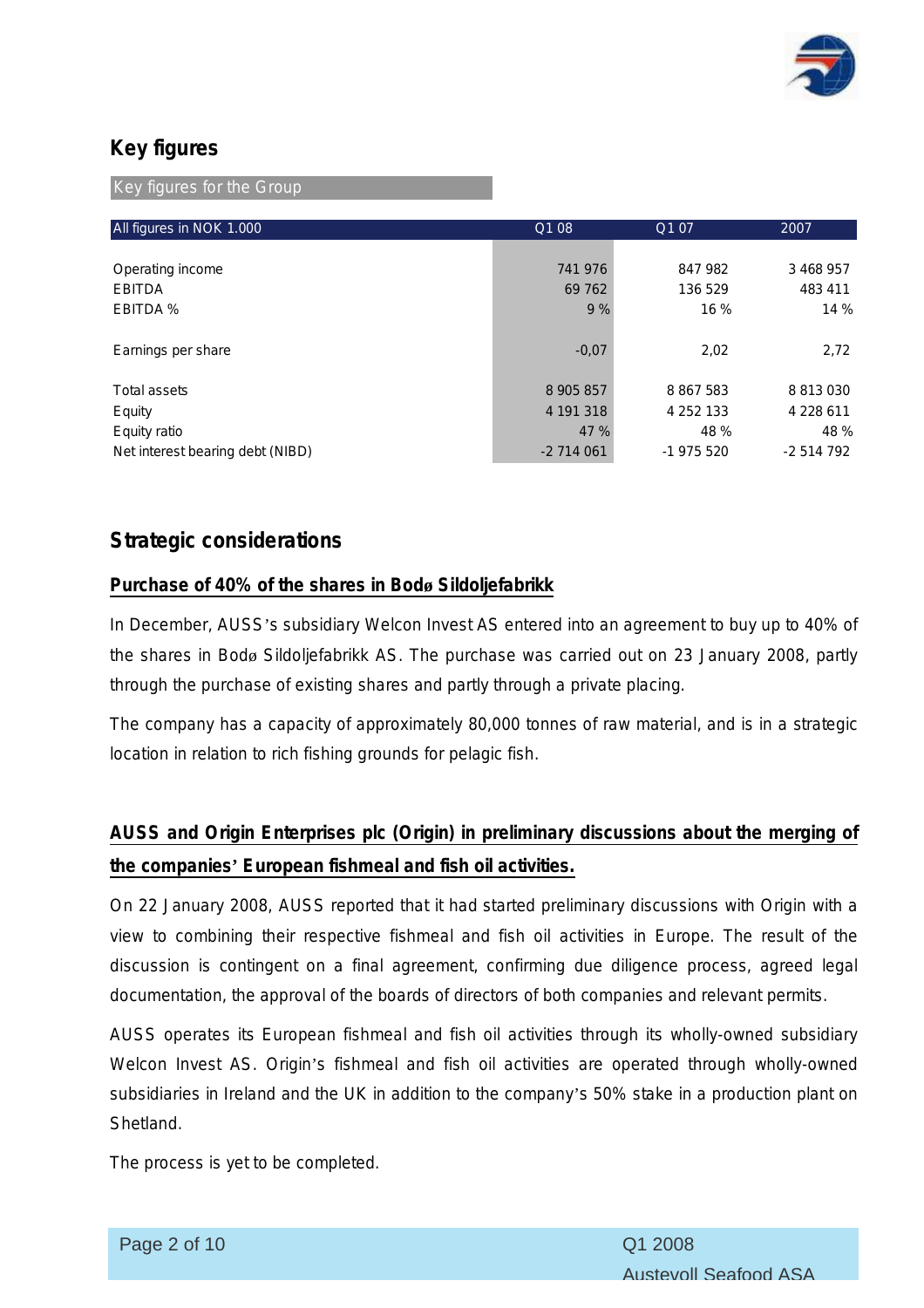## Key figures

Key figures for the Group

| All figures in NOK 1.000 | Q1 08 | Q1 07 | 2007 |
|---|---|---|---|
| Operating income | 741 976 | 847 982 | 3 468 957 |
| EBITDA | 69 762 | 136 529 | 483 411 |
| EBITDA % | 9 % | 16 % | 14 % |
| Earnings per share | -0,07 | 2,02 | 2,72 |
| Total assets | 8 905 857 | 8 867 583 | 8 813 030 |
| Equity | 4 191 318 | 4 252 133 | 4 228 611 |
| Equity ratio | 47 % | 48 % | 48 % |
| Net interest bearing debt (NIBD) | -2 714 061 | -1 975 520 | -2 514 792 |

## Strategic considerations

**Purchase of 40% of the shares in Bodø Sildoljefabrikk**

In December, AUSS's subsidiary Welcon Invest AS entered into an agreement to buy up to 40% of the shares in Bodø Sildoljefabrikk AS. The purchase was carried out on 23 January 2008, partly through the purchase of existing shares and partly through a private placing.

The company has a capacity of approximately 80,000 tonnes of raw material, and is in a strategic location in relation to rich fishing grounds for pelagic fish.

**AUSS and Origin Enterprises plc (Origin) in preliminary discussions about the merging of the companies' European fishmeal and fish oil activities.**

On 22 January 2008, AUSS reported that it had started preliminary discussions with Origin with a view to combining their respective fishmeal and fish oil activities in Europe. The result of the discussion is contingent on a final agreement, confirming due diligence process, agreed legal documentation, the approval of the boards of directors of both companies and relevant permits.

AUSS operates its European fishmeal and fish oil activities through its wholly-owned subsidiary Welcon Invest AS. Origin's fishmeal and fish oil activities are operated through wholly-owned subsidiaries in Ireland and the UK in addition to the company's 50% stake in a production plant on Shetland.

The process is yet to be completed.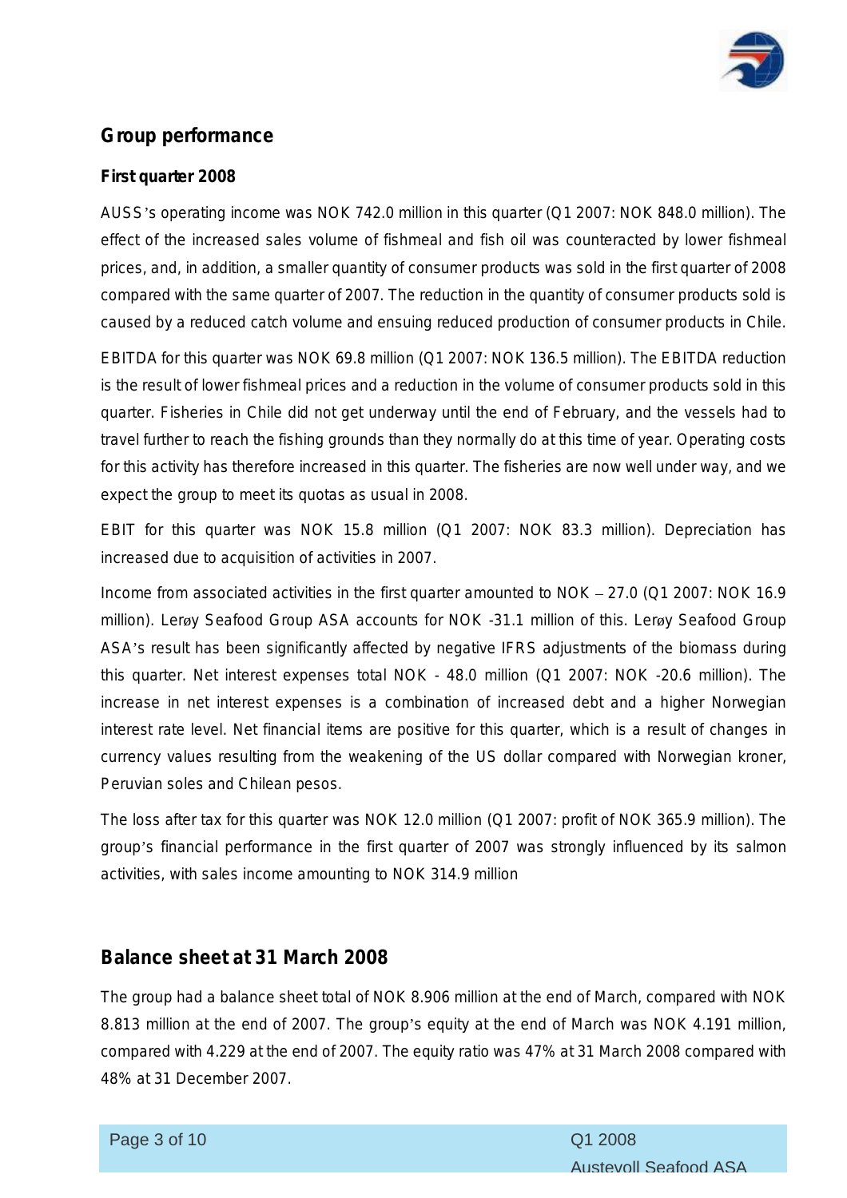## Group performance

### First quarter 2008

AUSS's operating income was NOK 742.0 million in this quarter (Q1 2007: NOK 848.0 million). The effect of the increased sales volume of fishmeal and fish oil was counteracted by lower fishmeal prices, and, in addition, a smaller quantity of consumer products was sold in the first quarter of 2008 compared with the same quarter of 2007. The reduction in the quantity of consumer products sold is caused by a reduced catch volume and ensuing reduced production of consumer products in Chile.

EBITDA for this quarter was NOK 69.8 million (Q1 2007: NOK 136.5 million). The EBITDA reduction is the result of lower fishmeal prices and a reduction in the volume of consumer products sold in this quarter. Fisheries in Chile did not get underway until the end of February, and the vessels had to travel further to reach the fishing grounds than they normally do at this time of year. Operating costs for this activity has therefore increased in this quarter. The fisheries are now well under way, and we expect the group to meet its quotas as usual in 2008.

EBIT for this quarter was NOK 15.8 million (Q1 2007: NOK 83.3 million). Depreciation has increased due to acquisition of activities in 2007.

Income from associated activities in the first quarter amounted to NOK – 27.0 (Q1 2007: NOK 16.9 million). Lerøy Seafood Group ASA accounts for NOK -31.1 million of this. Lerøy Seafood Group ASA's result has been significantly affected by negative IFRS adjustments of the biomass during this quarter. Net interest expenses total NOK - 48.0 million (Q1 2007: NOK -20.6 million). The increase in net interest expenses is a combination of increased debt and a higher Norwegian interest rate level. Net financial items are positive for this quarter, which is a result of changes in currency values resulting from the weakening of the US dollar compared with Norwegian kroner, Peruvian soles and Chilean pesos.

The loss after tax for this quarter was NOK 12.0 million (Q1 2007: profit of NOK 365.9 million). The group's financial performance in the first quarter of 2007 was strongly influenced by its salmon activities, with sales income amounting to NOK 314.9 million

## Balance sheet at 31 March 2008

The group had a balance sheet total of NOK 8.906 million at the end of March, compared with NOK 8.813 million at the end of 2007. The group's equity at the end of March was NOK 4.191 million, compared with 4.229 at the end of 2007. The equity ratio was 47% at 31 March 2008 compared with 48% at 31 December 2007.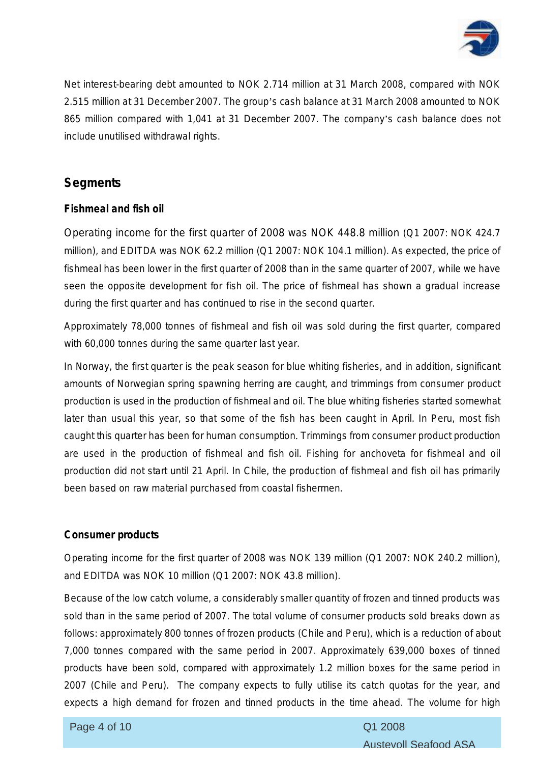Net interest-bearing debt amounted to NOK 2.714 million at 31 March 2008, compared with NOK 2.515 million at 31 December 2007. The group's cash balance at 31 March 2008 amounted to NOK 865 million compared with 1,041 at 31 December 2007. The company's cash balance does not include unutilised withdrawal rights.

## Segments

### Fishmeal and fish oil

Operating income for the first quarter of 2008 was NOK 448.8 million (Q1 2007: NOK 424.7 million), and EDITDA was NOK 62.2 million (Q1 2007: NOK 104.1 million). As expected, the price of fishmeal has been lower in the first quarter of 2008 than in the same quarter of 2007, while we have seen the opposite development for fish oil. The price of fishmeal has shown a gradual increase during the first quarter and has continued to rise in the second quarter.

Approximately 78,000 tonnes of fishmeal and fish oil was sold during the first quarter, compared with 60,000 tonnes during the same quarter last year.

In Norway, the first quarter is the peak season for blue whiting fisheries, and in addition, significant amounts of Norwegian spring spawning herring are caught, and trimmings from consumer product production is used in the production of fishmeal and oil. The blue whiting fisheries started somewhat later than usual this year, so that some of the fish has been caught in April. In Peru, most fish caught this quarter has been for human consumption. Trimmings from consumer product production are used in the production of fishmeal and fish oil. Fishing for anchoveta for fishmeal and oil production did not start until 21 April. In Chile, the production of fishmeal and fish oil has primarily been based on raw material purchased from coastal fishermen.

### Consumer products

Operating income for the first quarter of 2008 was NOK 139 million (Q1 2007: NOK 240.2 million), and EDITDA was NOK 10 million (Q1 2007: NOK 43.8 million).

Because of the low catch volume, a considerably smaller quantity of frozen and tinned products was sold than in the same period of 2007. The total volume of consumer products sold breaks down as follows: approximately 800 tonnes of frozen products (Chile and Peru), which is a reduction of about 7,000 tonnes compared with the same period in 2007. Approximately 639,000 boxes of tinned products have been sold, compared with approximately 1.2 million boxes for the same period in 2007 (Chile and Peru). The company expects to fully utilise its catch quotas for the year, and expects a high demand for frozen and tinned products in the time ahead. The volume for high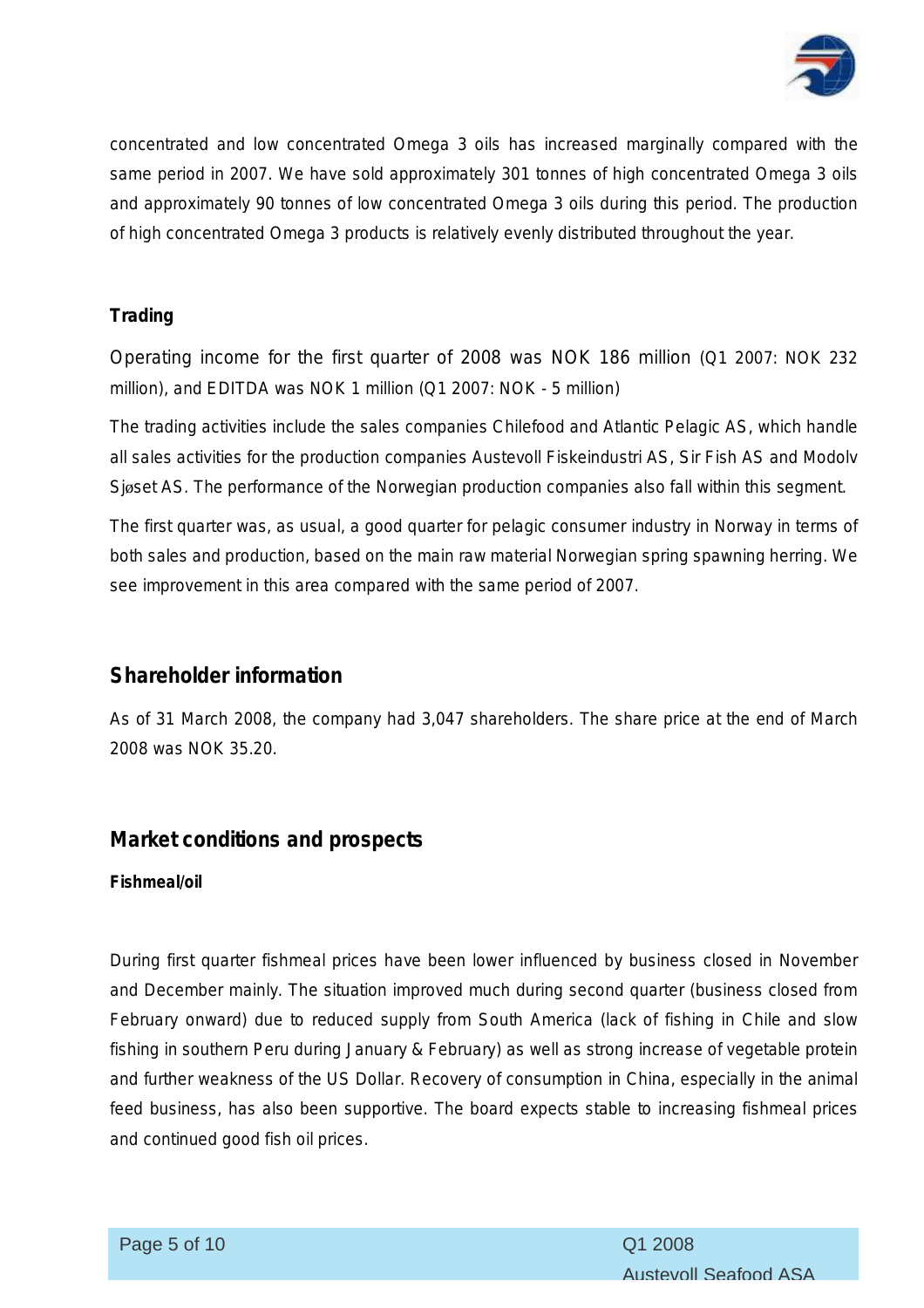concentrated and low concentrated Omega 3 oils has increased marginally compared with the same period in 2007. We have sold approximately 301 tonnes of high concentrated Omega 3 oils and approximately 90 tonnes of low concentrated Omega 3 oils during this period. The production of high concentrated Omega 3 products is relatively evenly distributed throughout the year.

**Trading**

Operating income for the first quarter of 2008 was NOK 186 million (Q1 2007: NOK 232 million), and EDITDA was NOK 1 million (Q1 2007: NOK - 5 million)

The trading activities include the sales companies Chilefood and Atlantic Pelagic AS, which handle all sales activities for the production companies Austevoll Fiskeindustri AS, Sir Fish AS and Modolv Sjøset AS. The performance of the Norwegian production companies also fall within this segment.

The first quarter was, as usual, a good quarter for pelagic consumer industry in Norway in terms of both sales and production, based on the main raw material Norwegian spring spawning herring. We see improvement in this area compared with the same period of 2007.

## Shareholder information

As of 31 March 2008, the company had 3,047 shareholders. The share price at the end of March 2008 was NOK 35.20.

## Market conditions and prospects

**Fishmeal/oil**

During first quarter fishmeal prices have been lower influenced by business closed in November and December mainly. The situation improved much during second quarter (business closed from February onward) due to reduced supply from South America (lack of fishing in Chile and slow fishing in southern Peru during January & February) as well as strong increase of vegetable protein and further weakness of the US Dollar. Recovery of consumption in China, especially in the animal feed business, has also been supportive. The board expects stable to increasing fishmeal prices and continued good fish oil prices.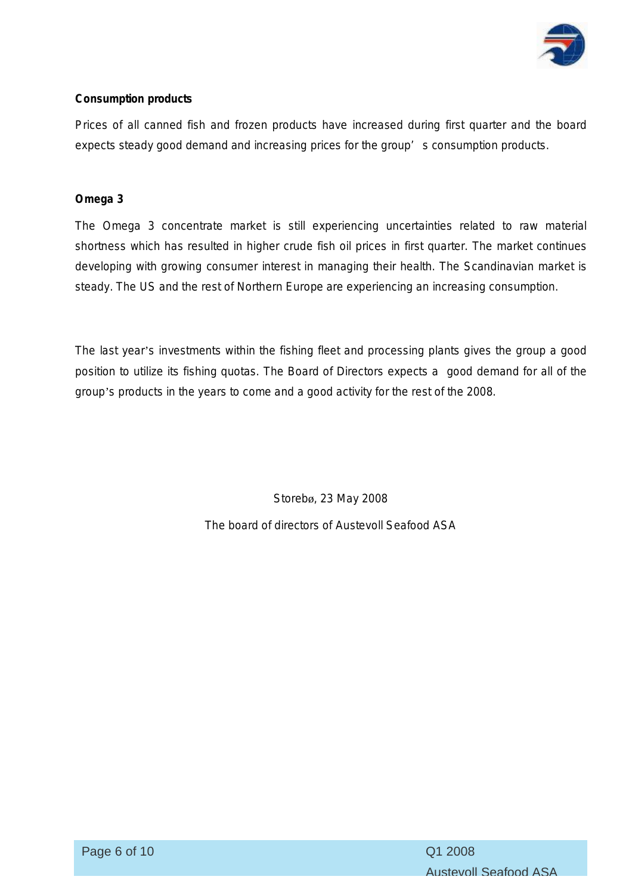**Consumption products**

Prices of all canned fish and frozen products have increased during first quarter and the board expects steady good demand and increasing prices for the group's consumption products.

**Omega 3**

The Omega 3 concentrate market is still experiencing uncertainties related to raw material shortness which has resulted in higher crude fish oil prices in first quarter. The market continues developing with growing consumer interest in managing their health. The Scandinavian market is steady. The US and the rest of Northern Europe are experiencing an increasing consumption.

The last year's investments within the fishing fleet and processing plants gives the group a good position to utilize its fishing quotas. The Board of Directors expects a good demand for all of the group's products in the years to come and a good activity for the rest of the 2008.

Storebø, 23 May 2008

The board of directors of Austevoll Seafood ASA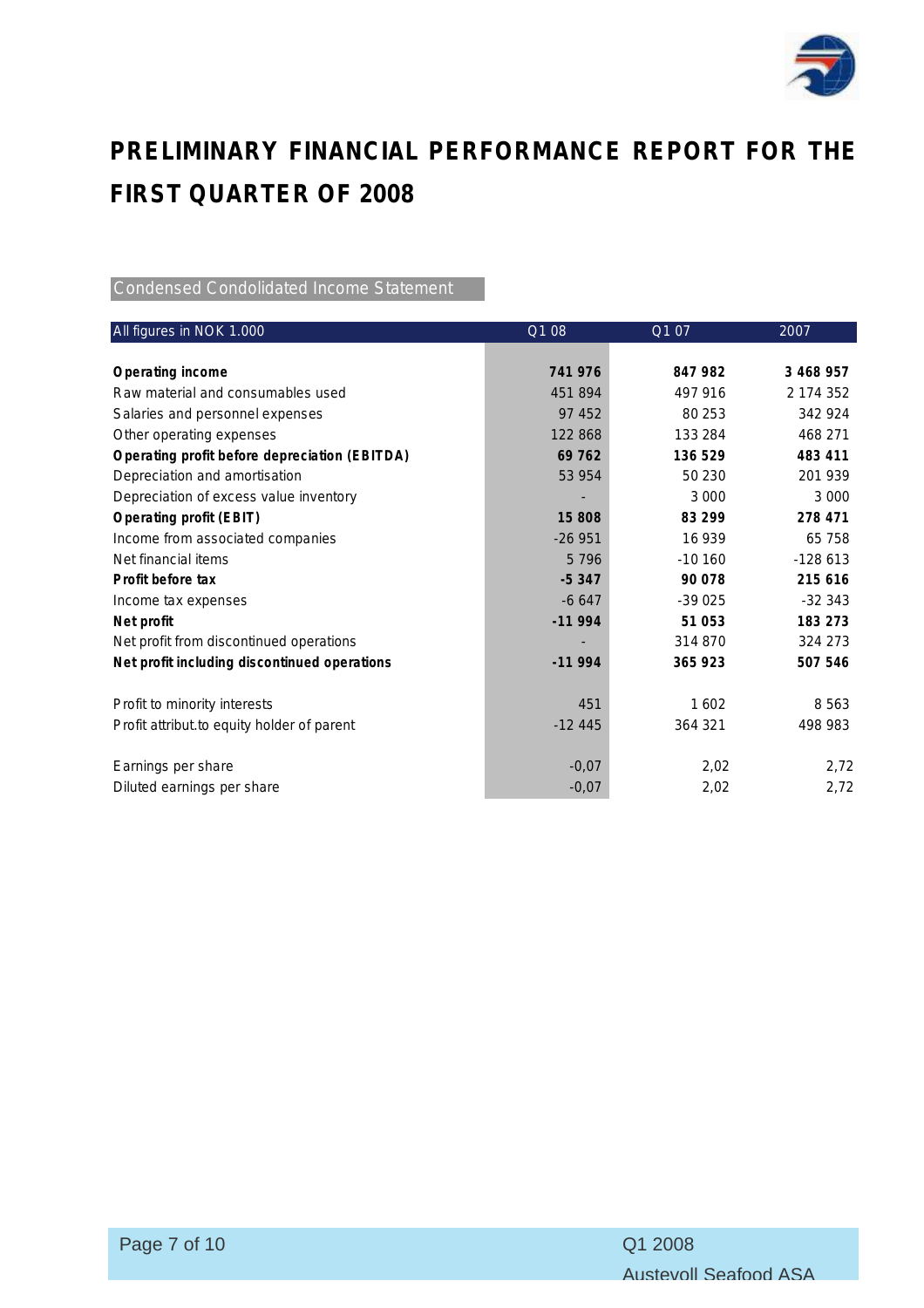# PRELIMINARY FINANCIAL PERFORMANCE REPORT FOR THE FIRST QUARTER OF 2008

## Condensed Condolidated Income Statement

| All figures in NOK 1.000 | Q1 08 | Q1 07 | 2007 |
|---|---|---|---|
| **Operating income** | **741 976** | **847 982** | **3 468 957** |
| Raw material and consumables used | 451 894 | 497 916 | 2 174 352 |
| Salaries and personnel expenses | 97 452 | 80 253 | 342 924 |
| Other operating expenses | 122 868 | 133 284 | 468 271 |
| **Operating profit before depreciation (EBITDA)** | **69 762** | **136 529** | **483 411** |
| Depreciation and amortisation | 53 954 | 50 230 | 201 939 |
| Depreciation of excess value inventory | - | 3 000 | 3 000 |
| **Operating profit (EBIT)** | **15 808** | **83 299** | **278 471** |
| Income from associated companies | -26 951 | 16 939 | 65 758 |
| Net financial items | 5 796 | -10 160 | -128 613 |
| **Profit before tax** | **-5 347** | **90 078** | **215 616** |
| Income tax expenses | -6 647 | -39 025 | -32 343 |
| **Net profit** | **-11 994** | **51 053** | **183 273** |
| Net profit from discontinued operations | - | 314 870 | 324 273 |
| **Net profit including discontinued operations** | **-11 994** | **365 923** | **507 546** |
| | | | |
| Profit to minority interests | 451 | 1 602 | 8 563 |
| Profit attribut.to equity holder of parent | -12 445 | 364 321 | 498 983 |
| | | | |
| Earnings per share | -0,07 | 2,02 | 2,72 |
| Diluted earnings per share | -0,07 | 2,02 | 2,72 |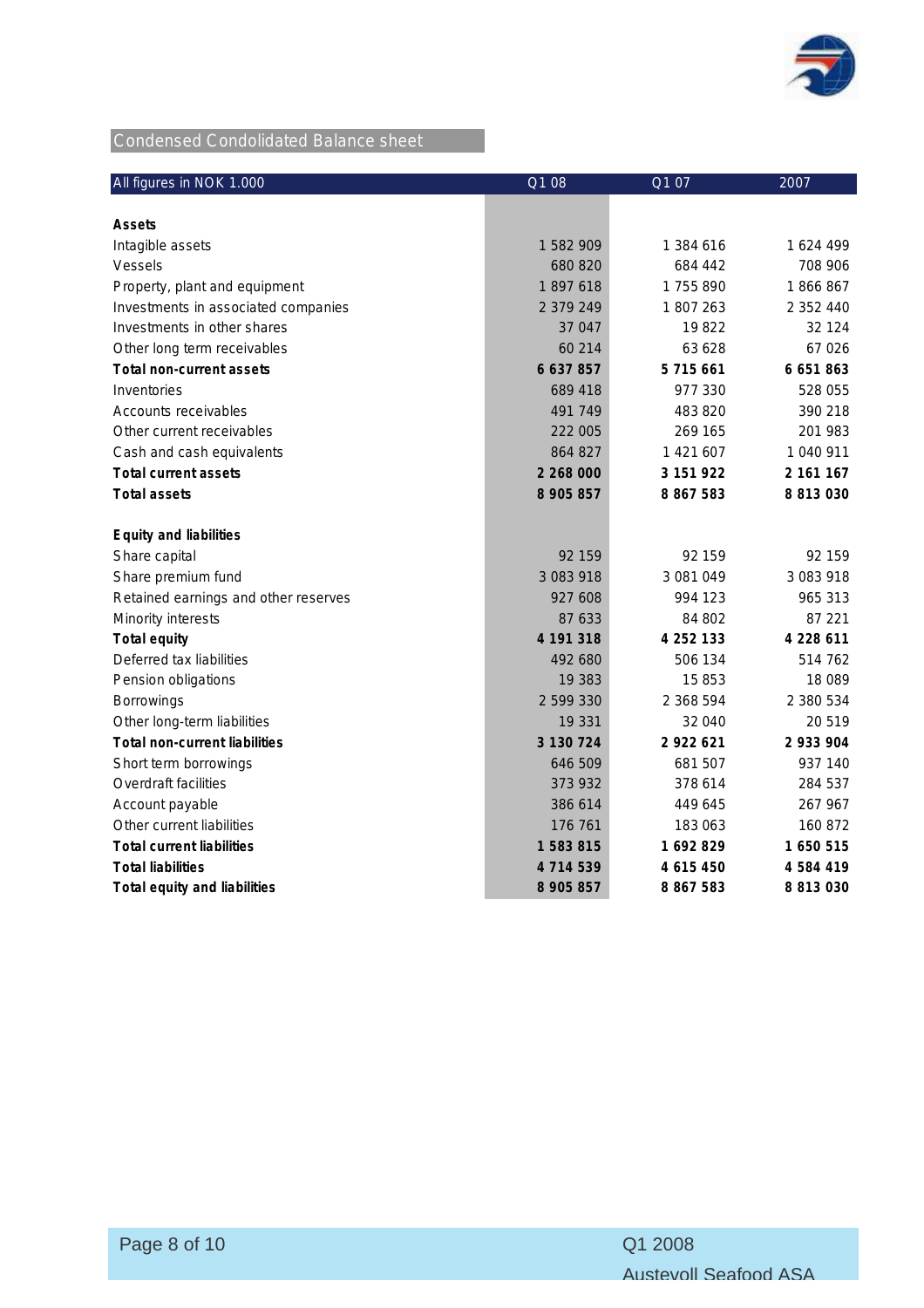## Condensed Condolidated Balance sheet

| All figures in NOK 1.000 | Q1 08 | Q1 07 | 2007 |
|---|---|---|---|
| **Assets** | | | |
| Intagible assets | 1 582 909 | 1 384 616 | 1 624 499 |
| Vessels | 680 820 | 684 442 | 708 906 |
| Property, plant and equipment | 1 897 618 | 1 755 890 | 1 866 867 |
| Investments in associated companies | 2 379 249 | 1 807 263 | 2 352 440 |
| Investments in other shares | 37 047 | 19 822 | 32 124 |
| Other long term receivables | 60 214 | 63 628 | 67 026 |
| **Total non-current assets** | **6 637 857** | **5 715 661** | **6 651 863** |
| Inventories | 689 418 | 977 330 | 528 055 |
| Accounts receivables | 491 749 | 483 820 | 390 218 |
| Other current receivables | 222 005 | 269 165 | 201 983 |
| Cash and cash equivalents | 864 827 | 1 421 607 | 1 040 911 |
| **Total current assets** | **2 268 000** | **3 151 922** | **2 161 167** |
| **Total assets** | **8 905 857** | **8 867 583** | **8 813 030** |
| | | | |
| **Equity and liabilities** | | | |
| Share capital | 92 159 | 92 159 | 92 159 |
| Share premium fund | 3 083 918 | 3 081 049 | 3 083 918 |
| Retained earnings and other reserves | 927 608 | 994 123 | 965 313 |
| Minority interests | 87 633 | 84 802 | 87 221 |
| **Total equity** | **4 191 318** | **4 252 133** | **4 228 611** |
| Deferred tax liabilities | 492 680 | 506 134 | 514 762 |
| Pension obligations | 19 383 | 15 853 | 18 089 |
| Borrowings | 2 599 330 | 2 368 594 | 2 380 534 |
| Other long-term liabilities | 19 331 | 32 040 | 20 519 |
| **Total non-current liabilities** | **3 130 724** | **2 922 621** | **2 933 904** |
| Short term borrowings | 646 509 | 681 507 | 937 140 |
| Overdraft facilities | 373 932 | 378 614 | 284 537 |
| Account payable | 386 614 | 449 645 | 267 967 |
| Other current liabilities | 176 761 | 183 063 | 160 872 |
| **Total current liabilities** | **1 583 815** | **1 692 829** | **1 650 515** |
| **Total liabilities** | **4 714 539** | **4 615 450** | **4 584 419** |
| **Total equity and liabilities** | **8 905 857** | **8 867 583** | **8 813 030** |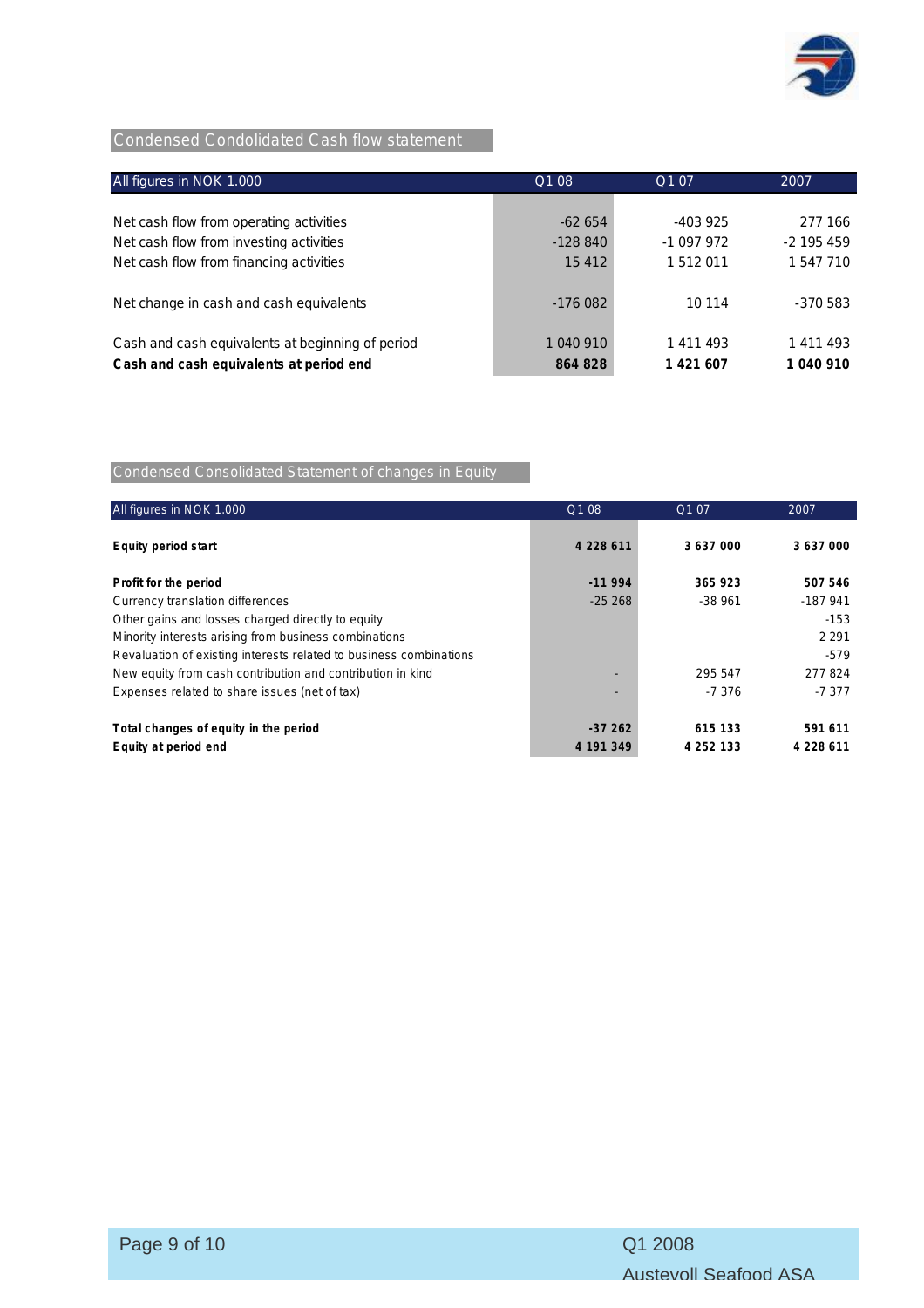## Condensed Condolidated Cash flow statement

| All figures in NOK 1.000 | Q1 08 | Q1 07 | 2007 |
|---|---|---|---|
| Net cash flow from operating activities | -62 654 | -403 925 | 277 166 |
| Net cash flow from investing activities | -128 840 | -1 097 972 | -2 195 459 |
| Net cash flow from financing activities | 15 412 | 1 512 011 | 1 547 710 |
| Net change in cash and cash equivalents | -176 082 | 10 114 | -370 583 |
| Cash and cash equivalents at beginning of period | 1 040 910 | 1 411 493 | 1 411 493 |
| **Cash and cash equivalents at period end** | **864 828** | **1 421 607** | **1 040 910** |

## Condensed Consolidated Statement of changes in Equity

| All figures in NOK 1.000 | Q1 08 | Q1 07 | 2007 |
|---|---|---|---|
| **Equity period start** | **4 228 611** | **3 637 000** | **3 637 000** |
| **Profit for the period** | **-11 994** | **365 923** | **507 546** |
| Currency translation differences | -25 268 | -38 961 | -187 941 |
| Other gains and losses charged directly to equity | | | -153 |
| Minority interests arising from business combinations | | | 2 291 |
| Revaluation of existing interests related to business combinations | | | -579 |
| New equity from cash contribution and contribution in kind | - | 295 547 | 277 824 |
| Expenses related to share issues (net of tax) | - | -7 376 | -7 377 |
| **Total changes of equity in the period** | **-37 262** | **615 133** | **591 611** |
| **Equity at period end** | **4 191 349** | **4 252 133** | **4 228 611** |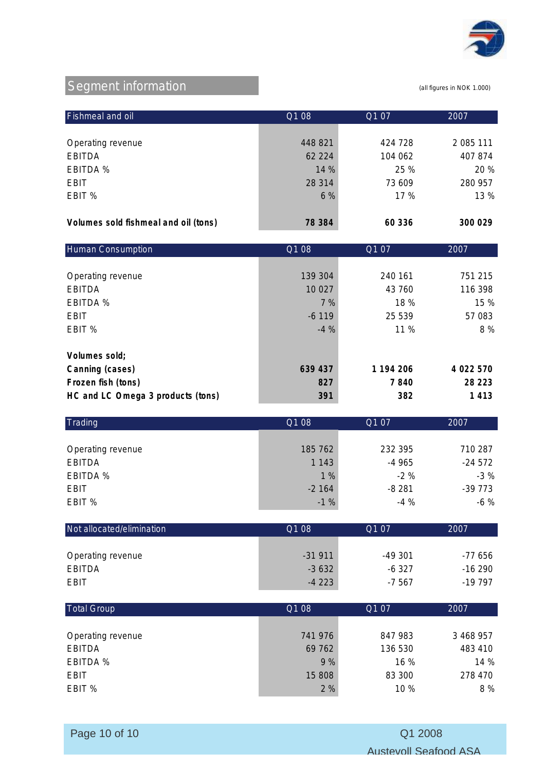## Segment information

(all figures in NOK 1.000)

| Fishmeal and oil | Q1 08 | Q1 07 | 2007 |
|---|---|---|---|
| Operating revenue | 448 821 | 424 728 | 2 085 111 |
| EBITDA | 62 224 | 104 062 | 407 874 |
| EBITDA % | 14 % | 25 % | 20 % |
| EBIT | 28 314 | 73 609 | 280 957 |
| EBIT % | 6 % | 17 % | 13 % |
| **Volumes sold fishmeal and oil (tons)** | **78 384** | **60 336** | **300 029** |

| Human Consumption | Q1 08 | Q1 07 | 2007 |
|---|---|---|---|
| Operating revenue | 139 304 | 240 161 | 751 215 |
| EBITDA | 10 027 | 43 760 | 116 398 |
| EBITDA % | 7 % | 18 % | 15 % |
| EBIT | -6 119 | 25 539 | 57 083 |
| EBIT % | -4 % | 11 % | 8 % |
| **Volumes sold;** | | | |
| **Canning (cases)** | **639 437** | **1 194 206** | **4 022 570** |
| **Frozen fish (tons)** | **827** | **7 840** | **28 223** |
| **HC and LC Omega 3 products (tons)** | **391** | **382** | **1 413** |

| Trading | Q1 08 | Q1 07 | 2007 |
|---|---|---|---|
| Operating revenue | 185 762 | 232 395 | 710 287 |
| EBITDA | 1 143 | -4 965 | -24 572 |
| EBITDA % | 1 % | -2 % | -3 % |
| EBIT | -2 164 | -8 281 | -39 773 |
| EBIT % | -1 % | -4 % | -6 % |

| Not allocated/elimination | Q1 08 | Q1 07 | 2007 |
|---|---|---|---|
| Operating revenue | -31 911 | -49 301 | -77 656 |
| EBITDA | -3 632 | -6 327 | -16 290 |
| EBIT | -4 223 | -7 567 | -19 797 |

| Total Group | Q1 08 | Q1 07 | 2007 |
|---|---|---|---|
| Operating revenue | 741 976 | 847 983 | 3 468 957 |
| EBITDA | 69 762 | 136 530 | 483 410 |
| EBITDA % | 9 % | 16 % | 14 % |
| EBIT | 15 808 | 83 300 | 278 470 |
| EBIT % | 2 % | 10 % | 8 % |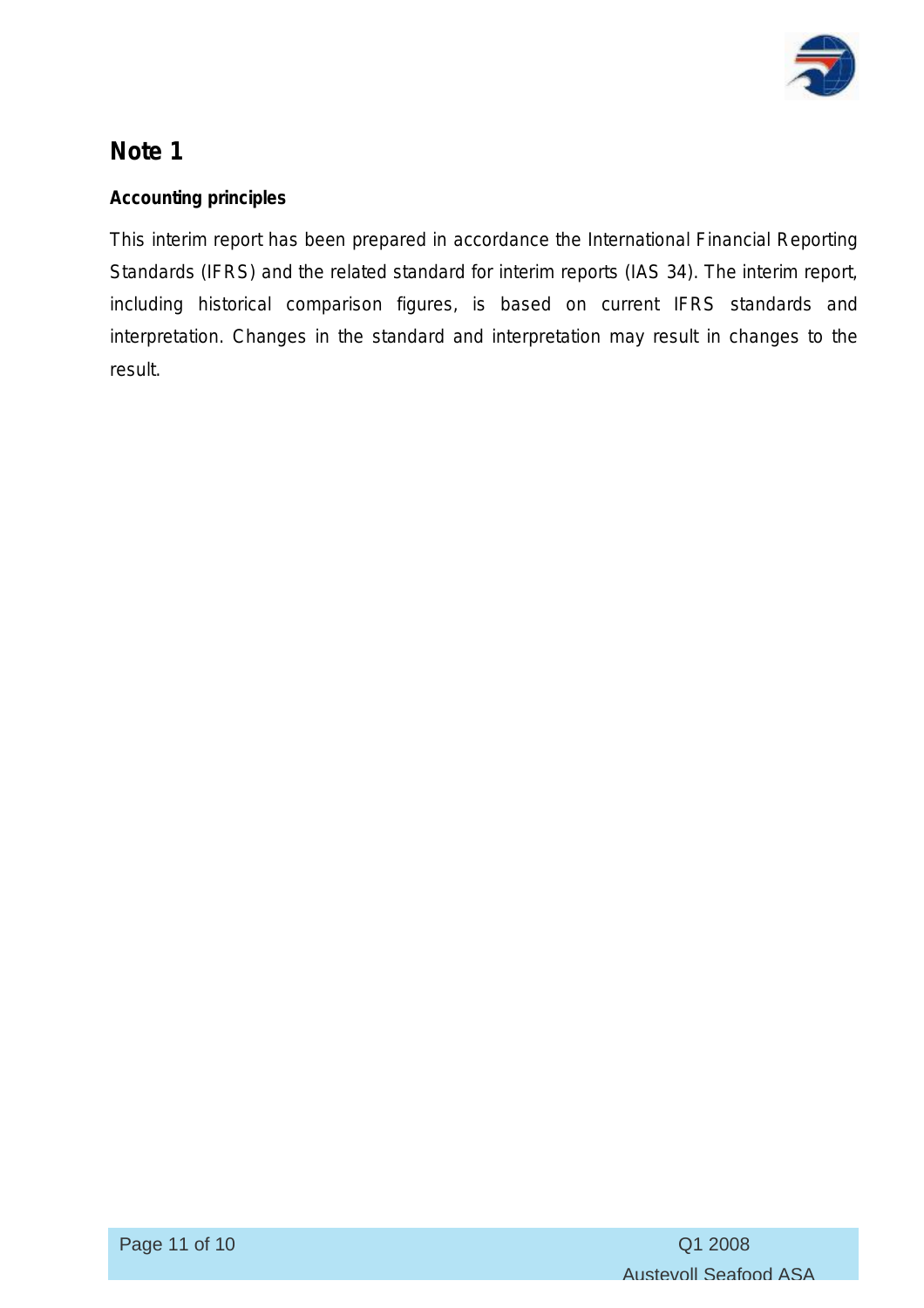## Note 1

### Accounting principles

This interim report has been prepared in accordance the International Financial Reporting Standards (IFRS) and the related standard for interim reports (IAS 34). The interim report, including historical comparison figures, is based on current IFRS standards and interpretation. Changes in the standard and interpretation may result in changes to the result.